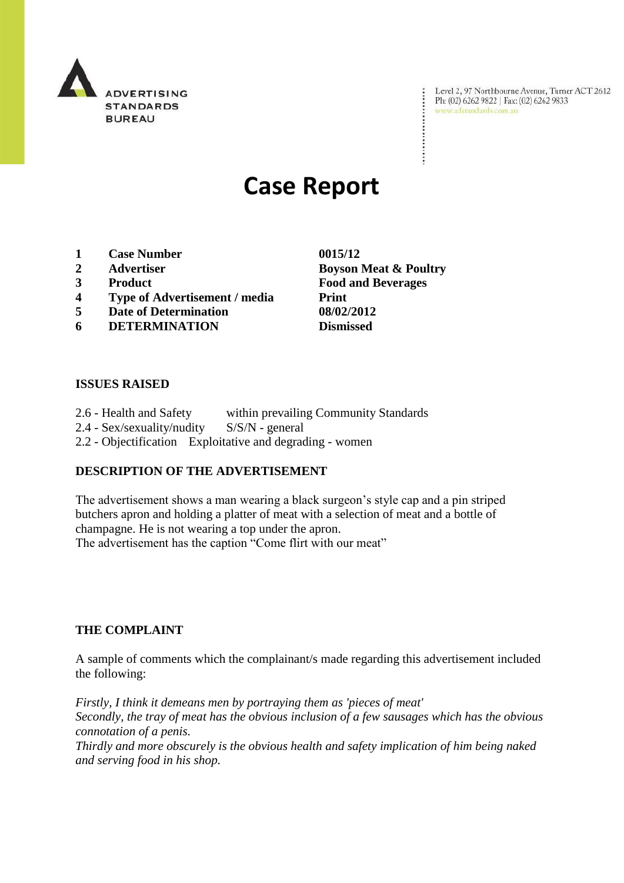ADVERTISING STANDARDS BUREAU

Level 2, 97 Northbourne Avenue, Turner ACT 2612
Ph: (02) 6262 9822 | Fax: (02) 6262 9833
www.adstandards.com.au

# Case Report

| | | |
|---|---|---|
| **1** | **Case Number** | **0015/12** |
| **2** | **Advertiser** | **Boyson Meat & Poultry** |
| **3** | **Product** | **Food and Beverages** |
| **4** | **Type of Advertisement / media** | **Print** |
| **5** | **Date of Determination** | **08/02/2012** |
| **6** | **DETERMINATION** | **Dismissed** |

## ISSUES RAISED

2.6 - Health and Safety within prevailing Community Standards
2.4 - Sex/sexuality/nudity S/S/N - general
2.2 - Objectification Exploitative and degrading - women

## DESCRIPTION OF THE ADVERTISEMENT

The advertisement shows a man wearing a black surgeon's style cap and a pin striped butchers apron and holding a platter of meat with a selection of meat and a bottle of champagne. He is not wearing a top under the apron.
The advertisement has the caption "Come flirt with our meat"

## THE COMPLAINT

A sample of comments which the complainant/s made regarding this advertisement included the following:

*Firstly, I think it demeans men by portraying them as 'pieces of meat'*
*Secondly, the tray of meat has the obvious inclusion of a few sausages which has the obvious connotation of a penis.*
*Thirdly and more obscurely is the obvious health and safety implication of him being naked and serving food in his shop.*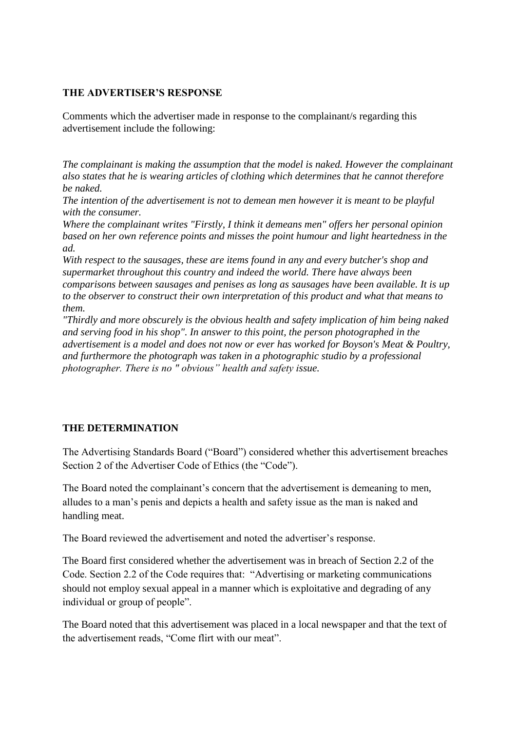**THE ADVERTISER'S RESPONSE**

Comments which the advertiser made in response to the complainant/s regarding this advertisement include the following:

*The complainant is making the assumption that the model is naked. However the complainant also states that he is wearing articles of clothing which determines that he cannot therefore be naked.*
*The intention of the advertisement is not to demean men however it is meant to be playful with the consumer.*
*Where the complainant writes "Firstly, I think it demeans men" offers her personal opinion based on her own reference points and misses the point humour and light heartedness in the ad.*
*With respect to the sausages, these are items found in any and every butcher's shop and supermarket throughout this country and indeed the world. There have always been comparisons between sausages and penises as long as sausages have been available. It is up to the observer to construct their own interpretation of this product and what that means to them.*
*"Thirdly and more obscurely is the obvious health and safety implication of him being naked and serving food in his shop". In answer to this point, the person photographed in the advertisement is a model and does not now or ever has worked for Boyson's Meat & Poultry, and furthermore the photograph was taken in a photographic studio by a professional photographer. There is no " obvious" health and safety issue.*

**THE DETERMINATION**

The Advertising Standards Board ("Board") considered whether this advertisement breaches Section 2 of the Advertiser Code of Ethics (the "Code").

The Board noted the complainant's concern that the advertisement is demeaning to men, alludes to a man's penis and depicts a health and safety issue as the man is naked and handling meat.

The Board reviewed the advertisement and noted the advertiser's response.

The Board first considered whether the advertisement was in breach of Section 2.2 of the Code. Section 2.2 of the Code requires that: "Advertising or marketing communications should not employ sexual appeal in a manner which is exploitative and degrading of any individual or group of people".

The Board noted that this advertisement was placed in a local newspaper and that the text of the advertisement reads, "Come flirt with our meat".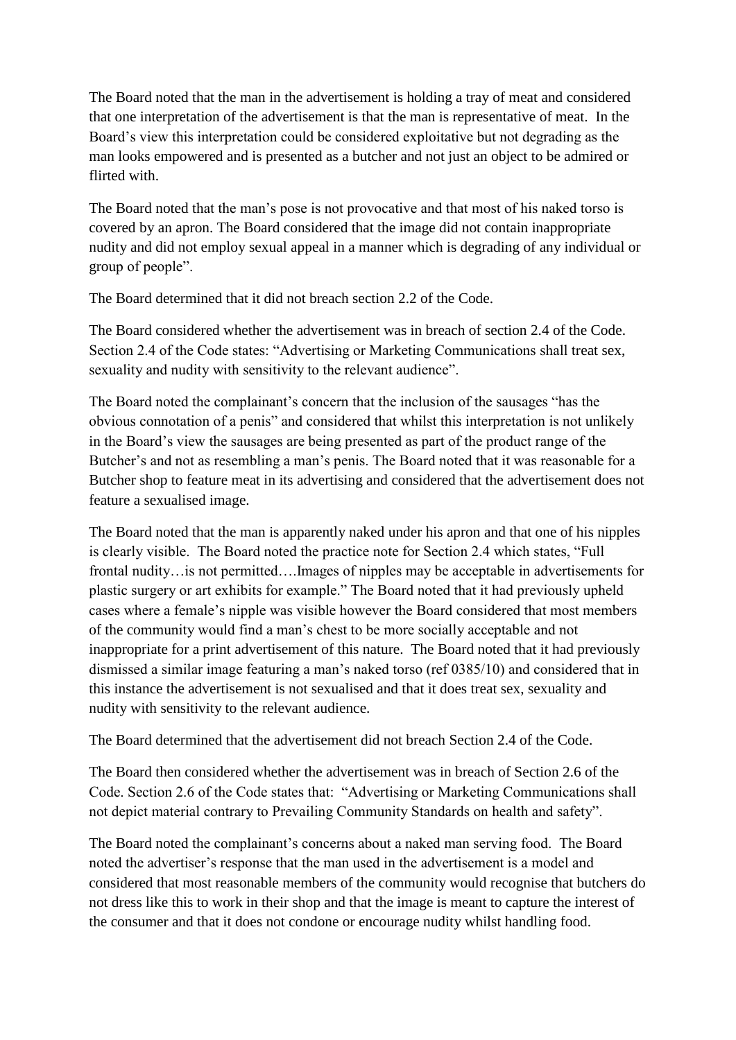The Board noted that the man in the advertisement is holding a tray of meat and considered that one interpretation of the advertisement is that the man is representative of meat. In the Board's view this interpretation could be considered exploitative but not degrading as the man looks empowered and is presented as a butcher and not just an object to be admired or flirted with.

The Board noted that the man's pose is not provocative and that most of his naked torso is covered by an apron. The Board considered that the image did not contain inappropriate nudity and did not employ sexual appeal in a manner which is degrading of any individual or group of people".

The Board determined that it did not breach section 2.2 of the Code.

The Board considered whether the advertisement was in breach of section 2.4 of the Code. Section 2.4 of the Code states: "Advertising or Marketing Communications shall treat sex, sexuality and nudity with sensitivity to the relevant audience".

The Board noted the complainant's concern that the inclusion of the sausages "has the obvious connotation of a penis" and considered that whilst this interpretation is not unlikely in the Board's view the sausages are being presented as part of the product range of the Butcher's and not as resembling a man's penis. The Board noted that it was reasonable for a Butcher shop to feature meat in its advertising and considered that the advertisement does not feature a sexualised image.

The Board noted that the man is apparently naked under his apron and that one of his nipples is clearly visible. The Board noted the practice note for Section 2.4 which states, "Full frontal nudity…is not permitted….Images of nipples may be acceptable in advertisements for plastic surgery or art exhibits for example." The Board noted that it had previously upheld cases where a female's nipple was visible however the Board considered that most members of the community would find a man's chest to be more socially acceptable and not inappropriate for a print advertisement of this nature. The Board noted that it had previously dismissed a similar image featuring a man's naked torso (ref 0385/10) and considered that in this instance the advertisement is not sexualised and that it does treat sex, sexuality and nudity with sensitivity to the relevant audience.

The Board determined that the advertisement did not breach Section 2.4 of the Code.

The Board then considered whether the advertisement was in breach of Section 2.6 of the Code. Section 2.6 of the Code states that: "Advertising or Marketing Communications shall not depict material contrary to Prevailing Community Standards on health and safety".

The Board noted the complainant's concerns about a naked man serving food. The Board noted the advertiser's response that the man used in the advertisement is a model and considered that most reasonable members of the community would recognise that butchers do not dress like this to work in their shop and that the image is meant to capture the interest of the consumer and that it does not condone or encourage nudity whilst handling food.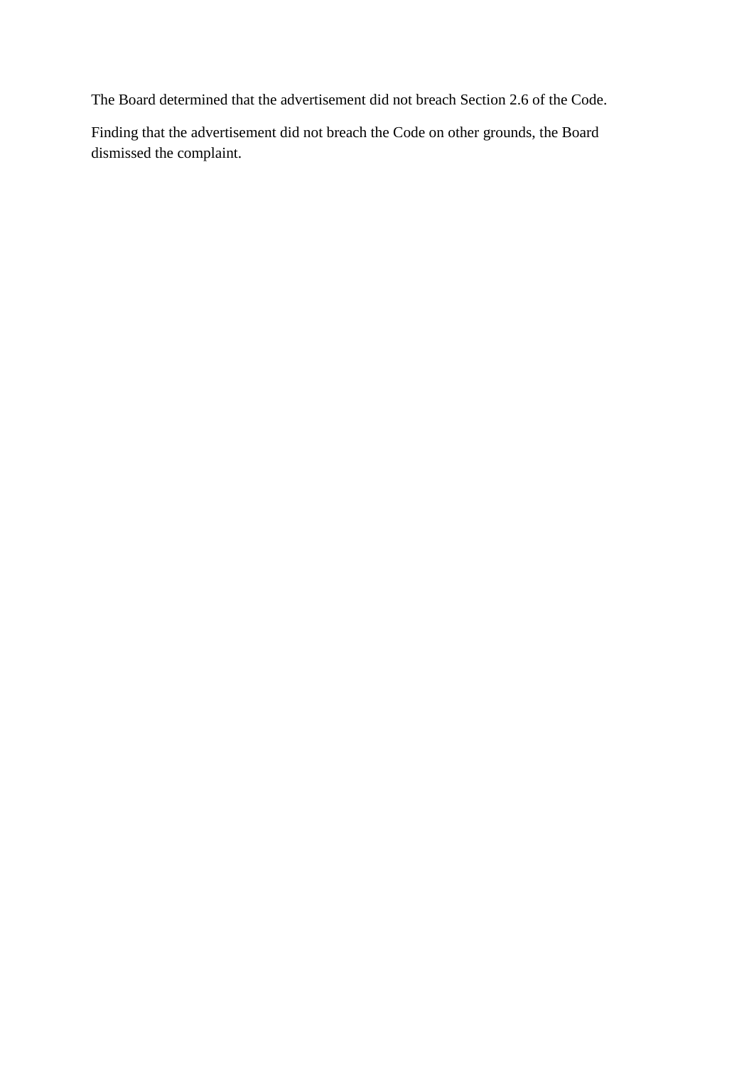The Board determined that the advertisement did not breach Section 2.6 of the Code.

Finding that the advertisement did not breach the Code on other grounds, the Board dismissed the complaint.